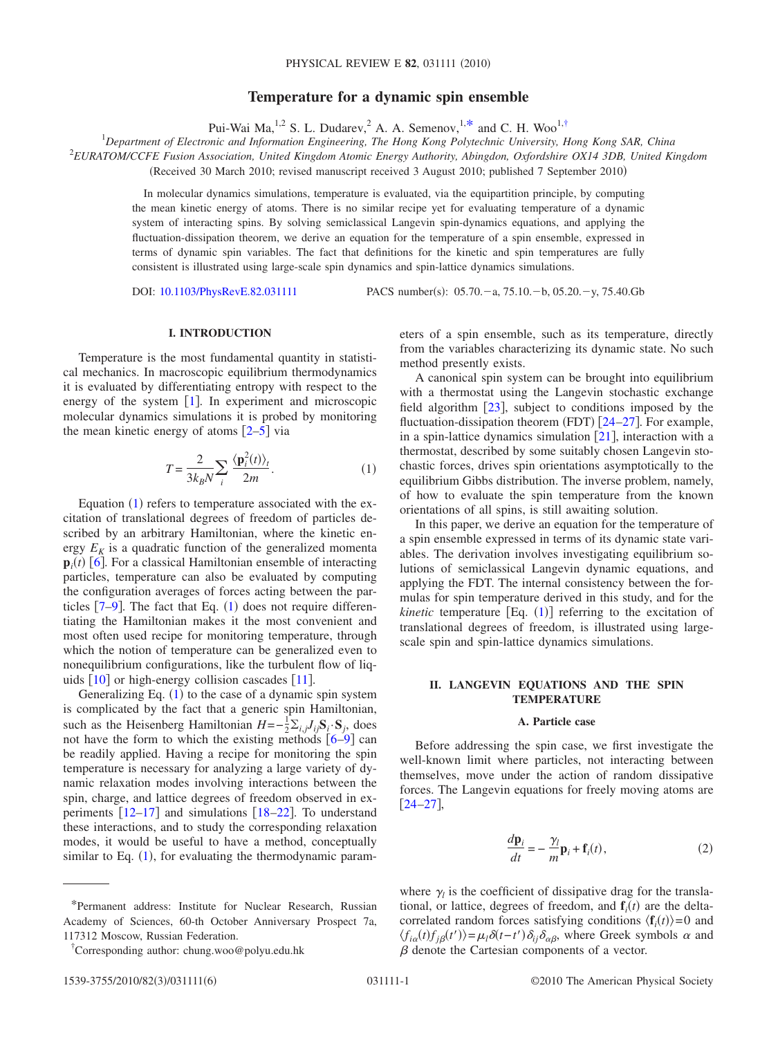# Temperature for a dynamic spin ensemble

Pui-Wai Ma,[1,2] S. L. Dudarev,[2] A. A. Semenov,[1,*] and C. H. Woo[1,†]

[1]Department of Electronic and Information Engineering, The Hong Kong Polytechnic University, Hong Kong SAR, China

[2]EURATOM/CCFE Fusion Association, United Kingdom Atomic Energy Authority, Abingdon, Oxfordshire OX14 3DB, United Kingdom

(Received 30 March 2010; revised manuscript received 3 August 2010; published 7 September 2010)

In molecular dynamics simulations, temperature is evaluated, via the equipartition principle, by computing the mean kinetic energy of atoms. There is no similar recipe yet for evaluating temperature of a dynamic system of interacting spins. By solving semiclassical Langevin spin-dynamics equations, and applying the fluctuation-dissipation theorem, we derive an equation for the temperature of a spin ensemble, expressed in terms of dynamic spin variables. The fact that definitions for the kinetic and spin temperatures are fully consistent is illustrated using large-scale spin dynamics and spin-lattice dynamics simulations.

DOI: 10.1103/PhysRevE.82.031111 PACS number(s): 05.70.−a, 75.10.−b, 05.20.−y, 75.40.Gb

## I. INTRODUCTION

Temperature is the most fundamental quantity in statistical mechanics. In macroscopic equilibrium thermodynamics it is evaluated by differentiating entropy with respect to the energy of the system [1]. In experiment and microscopic molecular dynamics simulations it is probed by monitoring the mean kinetic energy of atoms [2–5] via

$$T = \frac{2}{3k_B N} \sum_i \frac{\langle \mathbf{p}_i^2(t) \rangle_t}{2m}. \tag{1}$$

Equation (1) refers to temperature associated with the excitation of translational degrees of freedom of particles described by an arbitrary Hamiltonian, where the kinetic energy $E_K$ is a quadratic function of the generalized momenta $\mathbf{p}_i(t)$ [6]. For a classical Hamiltonian ensemble of interacting particles, temperature can also be evaluated by computing the configuration averages of forces acting between the particles [7–9]. The fact that Eq. (1) does not require differentiating the Hamiltonian makes it the most convenient and most often used recipe for monitoring temperature, through which the notion of temperature can be generalized even to nonequilibrium configurations, like the turbulent flow of liquids [10] or high-energy collision cascades [11].

Generalizing Eq. (1) to the case of a dynamic spin system is complicated by the fact that a generic spin Hamiltonian, such as the Heisenberg Hamiltonian $H = -\frac{1}{2}\sum_{i,j} J_{ij} \mathbf{S}_i \cdot \mathbf{S}_j$, does not have the form to which the existing methods [6–9] can be readily applied. Having a recipe for monitoring the spin temperature is necessary for analyzing a large variety of dynamic relaxation modes involving interactions between the spin, charge, and lattice degrees of freedom observed in experiments [12–17] and simulations [18–22]. To understand these interactions, and to study the corresponding relaxation modes, it would be useful to have a method, conceptually similar to Eq. (1), for evaluating the thermodynamic parameters of a spin ensemble, such as its temperature, directly from the variables characterizing its dynamic state. No such method presently exists.

A canonical spin system can be brought into equilibrium with a thermostat using the Langevin stochastic exchange field algorithm [23], subject to conditions imposed by the fluctuation-dissipation theorem (FDT) [24–27]. For example, in a spin-lattice dynamics simulation [21], interaction with a thermostat, described by some suitably chosen Langevin stochastic forces, drives spin orientations asymptotically to the equilibrium Gibbs distribution. The inverse problem, namely, of how to evaluate the spin temperature from the known orientations of all spins, is still awaiting solution.

In this paper, we derive an equation for the temperature of a spin ensemble expressed in terms of its dynamic state variables. The derivation involves investigating equilibrium solutions of semiclassical Langevin dynamic equations, and applying the FDT. The internal consistency between the formulas for spin temperature derived in this study, and for the *kinetic* temperature [Eq. (1)] referring to the excitation of translational degrees of freedom, is illustrated using large-scale spin and spin-lattice dynamics simulations.

## II. LANGEVIN EQUATIONS AND THE SPIN TEMPERATURE

### A. Particle case

Before addressing the spin case, we first investigate the well-known limit where particles, not interacting between themselves, move under the action of random dissipative forces. The Langevin equations for freely moving atoms are [24–27],

$$\frac{d\mathbf{p}_i}{dt} = -\frac{\gamma_l}{m}\mathbf{p}_i + \mathbf{f}_i(t), \tag{2}$$

where $\gamma_l$ is the coefficient of dissipative drag for the translational, or lattice, degrees of freedom, and $\mathbf{f}_i(t)$ are the delta-correlated random forces satisfying conditions $\langle \mathbf{f}_i(t) \rangle = 0$ and $\langle f_{i\alpha}(t) f_{j\beta}(t') \rangle = \mu_l \delta(t-t') \delta_{ij} \delta_{\alpha\beta}$, where Greek symbols $\alpha$ and $\beta$ denote the Cartesian components of a vector.

---

*Permanent address: Institute for Nuclear Research, Russian Academy of Sciences, 60-th October Anniversary Prospect 7a, 117312 Moscow, Russian Federation.

†Corresponding author: chung.woo@polyu.edu.hk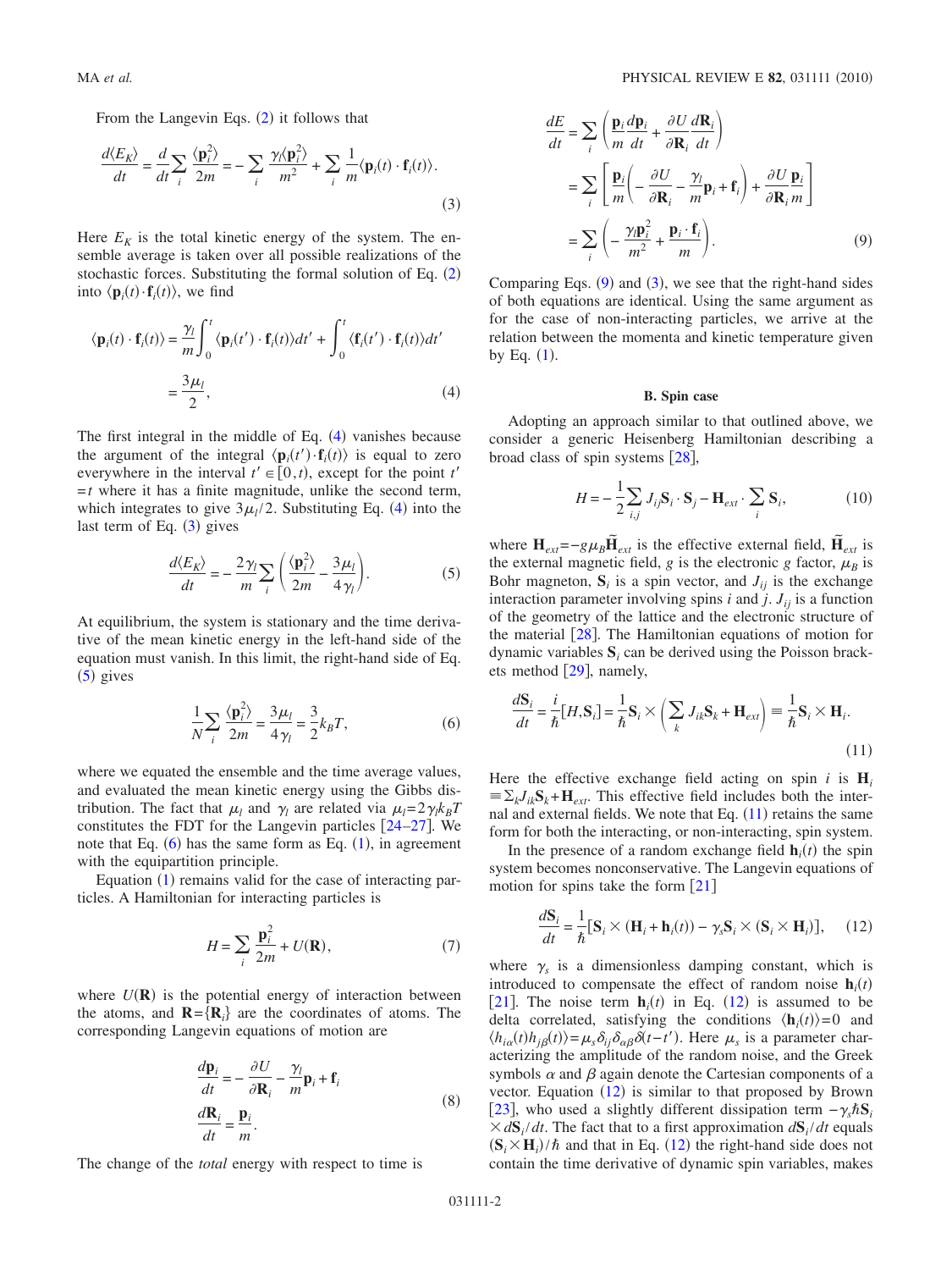From the Langevin Eqs. (2) it follows that

$$\frac{d\langle E_K\rangle}{dt} = \frac{d}{dt}\sum_i \frac{\langle \mathbf{p}_i^2\rangle}{2m} = -\sum_i \frac{\gamma_l\langle \mathbf{p}_i^2\rangle}{m^2} + \sum_i \frac{1}{m}\langle \mathbf{p}_i(t)\cdot \mathbf{f}_i(t)\rangle. \tag{3}$$

Here $E_K$ is the total kinetic energy of the system. The ensemble average is taken over all possible realizations of the stochastic forces. Substituting the formal solution of Eq. (2) into $\langle \mathbf{p}_i(t)\cdot \mathbf{f}_i(t)\rangle$, we find

$$\langle \mathbf{p}_i(t)\cdot \mathbf{f}_i(t)\rangle = \frac{\gamma_l}{m}\int_0^t \langle \mathbf{p}_i(t')\cdot \mathbf{f}_i(t)\rangle dt' + \int_0^t \langle \mathbf{f}_i(t')\cdot \mathbf{f}_i(t)\rangle dt' = \frac{3\mu_l}{2}, \tag{4}$$

The first integral in the middle of Eq. (4) vanishes because the argument of the integral $\langle \mathbf{p}_i(t')\cdot \mathbf{f}_i(t)\rangle$ is equal to zero everywhere in the interval $t' \in [0,t)$, except for the point $t' = t$ where it has a finite magnitude, unlike the second term, which integrates to give $3\mu_l/2$. Substituting Eq. (4) into the last term of Eq. (3) gives

$$\frac{d\langle E_K\rangle}{dt} = -\frac{2\gamma_l}{m}\sum_i\left(\frac{\langle \mathbf{p}_i^2\rangle}{2m} - \frac{3\mu_l}{4\gamma_l}\right). \tag{5}$$

At equilibrium, the system is stationary and the time derivative of the mean kinetic energy in the left-hand side of the equation must vanish. In this limit, the right-hand side of Eq. (5) gives

$$\frac{1}{N}\sum_i \frac{\langle \mathbf{p}_i^2\rangle}{2m} = \frac{3\mu_l}{4\gamma_l} = \frac{3}{2}k_BT, \tag{6}$$

where we equated the ensemble and the time average values, and evaluated the mean kinetic energy using the Gibbs distribution. The fact that $\mu_l$ and $\gamma_l$ are related via $\mu_l = 2\gamma_l k_B T$ constitutes the FDT for the Langevin particles [24–27]. We note that Eq. (6) has the same form as Eq. (1), in agreement with the equipartition principle.

Equation (1) remains valid for the case of interacting particles. A Hamiltonian for interacting particles is

$$H = \sum_i \frac{\mathbf{p}_i^2}{2m} + U(\mathbf{R}), \tag{7}$$

where $U(\mathbf{R})$ is the potential energy of interaction between the atoms, and $\mathbf{R} = \{\mathbf{R}_i\}$ are the coordinates of atoms. The corresponding Langevin equations of motion are

$$\begin{aligned}\frac{d\mathbf{p}_i}{dt} &= -\frac{\partial U}{\partial \mathbf{R}_i} - \frac{\gamma_l}{m}\mathbf{p}_i + \mathbf{f}_i\\ \frac{d\mathbf{R}_i}{dt} &= \frac{\mathbf{p}_i}{m}.\end{aligned} \tag{8}$$

The change of the *total* energy with respect to time is

$$\begin{aligned}\frac{dE}{dt} &= \sum_i\left(\frac{\mathbf{p}_i}{m}\frac{d\mathbf{p}_i}{dt} + \frac{\partial U}{\partial \mathbf{R}_i}\frac{d\mathbf{R}_i}{dt}\right)\\ &= \sum_i\left[\frac{\mathbf{p}_i}{m}\left(-\frac{\partial U}{\partial \mathbf{R}_i} - \frac{\gamma_l}{m}\mathbf{p}_i + \mathbf{f}_i\right) + \frac{\partial U}{\partial \mathbf{R}_i}\frac{\mathbf{p}_i}{m}\right]\\ &= \sum_i\left(-\frac{\gamma_l \mathbf{p}_i^2}{m^2} + \frac{\mathbf{p}_i\cdot \mathbf{f}_i}{m}\right).\end{aligned} \tag{9}$$

Comparing Eqs. (9) and (3), we see that the right-hand sides of both equations are identical. Using the same argument as for the case of non-interacting particles, we arrive at the relation between the momenta and kinetic temperature given by Eq. (1).

### B. Spin case

Adopting an approach similar to that outlined above, we consider a generic Heisenberg Hamiltonian describing a broad class of spin systems [28],

$$H = -\frac{1}{2}\sum_{i,j} J_{ij}\mathbf{S}_i\cdot \mathbf{S}_j - \mathbf{H}_{ext}\cdot \sum_i \mathbf{S}_i, \tag{10}$$

where $\mathbf{H}_{ext} = -g\mu_B \tilde{\mathbf{H}}_{ext}$ is the effective external field, $\tilde{\mathbf{H}}_{ext}$ is the external magnetic field, $g$ is the electronic $g$ factor, $\mu_B$ is Bohr magneton, $\mathbf{S}_i$ is a spin vector, and $J_{ij}$ is the exchange interaction parameter involving spins $i$ and $j$. $J_{ij}$ is a function of the geometry of the lattice and the electronic structure of the material [28]. The Hamiltonian equations of motion for dynamic variables $\mathbf{S}_i$ can be derived using the Poisson brackets method [29], namely,

$$\frac{d\mathbf{S}_i}{dt} = \frac{i}{\hbar}[H,\mathbf{S}_i] = \frac{1}{\hbar}\mathbf{S}_i\times\left(\sum_k J_{ik}\mathbf{S}_k + \mathbf{H}_{ext}\right) \equiv \frac{1}{\hbar}\mathbf{S}_i\times \mathbf{H}_i. \tag{11}$$

Here the effective exchange field acting on spin $i$ is $\mathbf{H}_i \equiv \Sigma_k J_{ik}\mathbf{S}_k + \mathbf{H}_{ext}$. This effective field includes both the internal and external fields. We note that Eq. (11) retains the same form for both the interacting, or non-interacting, spin system.

In the presence of a random exchange field $\mathbf{h}_i(t)$ the spin system becomes nonconservative. The Langevin equations of motion for spins take the form [21]

$$\frac{d\mathbf{S}_i}{dt} = \frac{1}{\hbar}[\mathbf{S}_i\times(\mathbf{H}_i + \mathbf{h}_i(t)) - \gamma_s \mathbf{S}_i\times(\mathbf{S}_i\times \mathbf{H}_i)], \tag{12}$$

where $\gamma_s$ is a dimensionless damping constant, which is introduced to compensate the effect of random noise $\mathbf{h}_i(t)$ [21]. The noise term $\mathbf{h}_i(t)$ in Eq. (12) is assumed to be delta correlated, satisfying the conditions $\langle \mathbf{h}_i(t)\rangle = 0$ and $\langle h_{i\alpha}(t)h_{j\beta}(t)\rangle = \mu_s\delta_{ij}\delta_{\alpha\beta}\delta(t-t')$. Here $\mu_s$ is a parameter characterizing the amplitude of the random noise, and the Greek symbols $\alpha$ and $\beta$ again denote the Cartesian components of a vector. Equation (12) is similar to that proposed by Brown [23], who used a slightly different dissipation term $-\gamma_s\hbar \mathbf{S}_i \times d\mathbf{S}_i/dt$. The fact that to a first approximation $d\mathbf{S}_i/dt$ equals $(\mathbf{S}_i\times \mathbf{H}_i)/\hbar$ and that in Eq. (12) the right-hand side does not contain the time derivative of dynamic spin variables, makes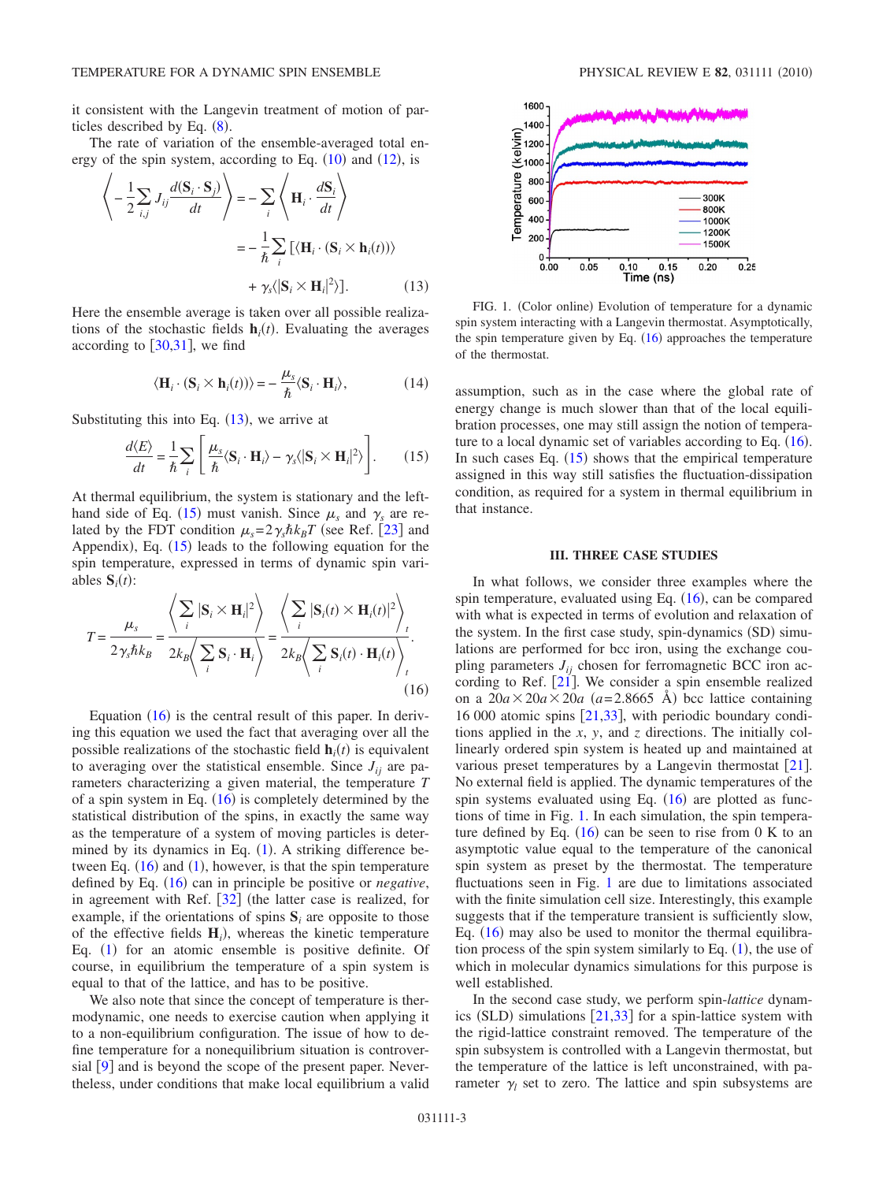it consistent with the Langevin treatment of motion of particles described by Eq. (8).

The rate of variation of the ensemble-averaged total energy of the spin system, according to Eq. (10) and (12), is

$$\left\langle -\frac{1}{2}\sum_{i,j} J_{ij}\frac{d(\mathbf{S}_i\cdot\mathbf{S}_j)}{dt}\right\rangle = -\sum_i \left\langle \mathbf{H}_i\cdot\frac{d\mathbf{S}_i}{dt}\right\rangle$$
$$= -\frac{1}{\hbar}\sum_i [\langle \mathbf{H}_i\cdot(\mathbf{S}_i\times\mathbf{h}_i(t))\rangle + \gamma_s\langle|\mathbf{S}_i\times\mathbf{H}_i|^2\rangle]. \tag{13}$$

Here the ensemble average is taken over all possible realizations of the stochastic fields $\mathbf{h}_i(t)$. Evaluating the averages according to [30,31], we find

$$\langle \mathbf{H}_i\cdot(\mathbf{S}_i\times\mathbf{h}_i(t))\rangle = -\frac{\mu_s}{\hbar}\langle \mathbf{S}_i\cdot\mathbf{H}_i\rangle, \tag{14}$$

Substituting this into Eq. (13), we arrive at

$$\frac{d\langle E\rangle}{dt} = \frac{1}{\hbar}\sum_i\left[\frac{\mu_s}{\hbar}\langle \mathbf{S}_i\cdot\mathbf{H}_i\rangle - \gamma_s\langle|\mathbf{S}_i\times\mathbf{H}_i|^2\rangle\right]. \tag{15}$$

At thermal equilibrium, the system is stationary and the left-hand side of Eq. (15) must vanish. Since $\mu_s$ and $\gamma_s$ are related by the FDT condition $\mu_s = 2\gamma_s\hbar k_B T$ (see Ref. [23] and Appendix), Eq. (15) leads to the following equation for the spin temperature, expressed in terms of dynamic spin variables $\mathbf{S}_i(t)$:

$$T = \frac{\mu_s}{2\gamma_s\hbar k_B} = \frac{\left\langle \sum_i |\mathbf{S}_i\times\mathbf{H}_i|^2\right\rangle}{2k_B\left\langle \sum_i \mathbf{S}_i\cdot\mathbf{H}_i\right\rangle} = \frac{\left\langle \sum_i |\mathbf{S}_i(t)\times\mathbf{H}_i(t)|^2\right\rangle_t}{2k_B\left\langle \sum_i \mathbf{S}_i(t)\cdot\mathbf{H}_i(t)\right\rangle_t}. \tag{16}$$

Equation (16) is the central result of this paper. In deriving this equation we used the fact that averaging over all the possible realizations of the stochastic field $\mathbf{h}_i(t)$ is equivalent to averaging over the statistical ensemble. Since $J_{ij}$ are parameters characterizing a given material, the temperature $T$ of a spin system in Eq. (16) is completely determined by the statistical distribution of the spins, in exactly the same way as the temperature of a system of moving particles is determined by its dynamics in Eq. (1). A striking difference between Eq. (16) and (1), however, is that the spin temperature defined by Eq. (16) can in principle be positive or *negative*, in agreement with Ref. [32] (the latter case is realized, for example, if the orientations of spins $\mathbf{S}_i$ are opposite to those of the effective fields $\mathbf{H}_i$), whereas the kinetic temperature Eq. (1) for an atomic ensemble is positive definite. Of course, in equilibrium the temperature of a spin system is equal to that of the lattice, and has to be positive.

We also note that since the concept of temperature is thermodynamic, one needs to exercise caution when applying it to a non-equilibrium configuration. The issue of how to define temperature for a nonequilibrium situation is controversial [9] and is beyond the scope of the present paper. Nevertheless, under conditions that make local equilibrium a valid assumption, such as in the case where the global rate of energy change is much slower than that of the local equilibration processes, one may still assign the notion of temperature to a local dynamic set of variables according to Eq. (16). In such cases Eq. (15) shows that the empirical temperature assigned in this way still satisfies the fluctuation-dissipation condition, as required for a system in thermal equilibrium in that instance.

FIG. 1. (Color online) Evolution of temperature for a dynamic spin system interacting with a Langevin thermostat. Asymptotically, the spin temperature given by Eq. (16) approaches the temperature of the thermostat.

## III. THREE CASE STUDIES

In what follows, we consider three examples where the spin temperature, evaluated using Eq. (16), can be compared with what is expected in terms of evolution and relaxation of the system. In the first case study, spin-dynamics (SD) simulations are performed for bcc iron, using the exchange coupling parameters $J_{ij}$ chosen for ferromagnetic BCC iron according to Ref. [21]. We consider a spin ensemble realized on a $20a\times 20a\times 20a$ ($a$=2.8665 Å) bcc lattice containing 16 000 atomic spins [21,33], with periodic boundary conditions applied in the $x$, $y$, and $z$ directions. The initially collinearly ordered spin system is heated up and maintained at various preset temperatures by a Langevin thermostat [21]. No external field is applied. The dynamic temperatures of the spin systems evaluated using Eq. (16) are plotted as functions of time in Fig. 1. In each simulation, the spin temperature defined by Eq. (16) can be seen to rise from 0 K to an asymptotic value equal to the temperature of the canonical spin system as preset by the thermostat. The temperature fluctuations seen in Fig. 1 are due to limitations associated with the finite simulation cell size. Interestingly, this example suggests that if the temperature transient is sufficiently slow, Eq. (16) may also be used to monitor the thermal equilibration process of the spin system similarly to Eq. (1), the use of which in molecular dynamics simulations for this purpose is well established.

In the second case study, we perform spin-*lattice* dynamics (SLD) simulations [21,33] for a spin-lattice system with the rigid-lattice constraint removed. The temperature of the spin subsystem is controlled with a Langevin thermostat, but the temperature of the lattice is left unconstrained, with parameter $\gamma_l$ set to zero. The lattice and spin subsystems are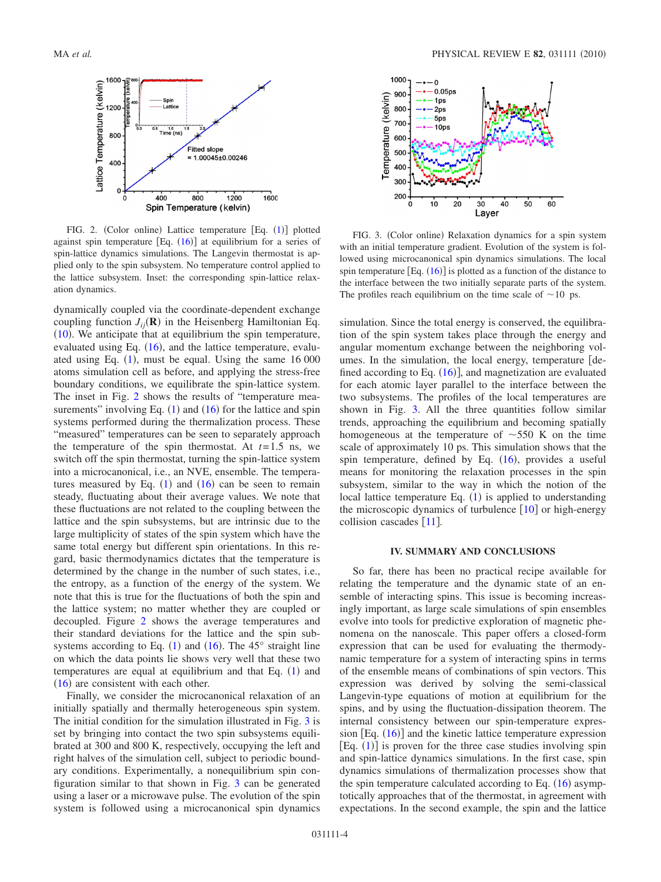FIG. 2. (Color online) Lattice temperature [Eq. (1)] plotted against spin temperature [Eq. (16)] at equilibrium for a series of spin-lattice dynamics simulations. The Langevin thermostat is applied only to the spin subsystem. No temperature control applied to the lattice subsystem. Inset: the corresponding spin-lattice relaxation dynamics.

FIG. 3. (Color online) Relaxation dynamics for a spin system with an initial temperature gradient. Evolution of the system is followed using microcanonical spin dynamics simulations. The local spin temperature [Eq. (16)] is plotted as a function of the distance to the interface between the two initially separate parts of the system. The profiles reach equilibrium on the time scale of ~10 ps.

dynamically coupled via the coordinate-dependent exchange coupling function $J_{ij}(\mathbf{R})$ in the Heisenberg Hamiltonian Eq. (10). We anticipate that at equilibrium the spin temperature, evaluated using Eq. (16), and the lattice temperature, evaluated using Eq. (1), must be equal. Using the same 16 000 atoms simulation cell as before, and applying the stress-free boundary conditions, we simulate the spin-lattice system. The inset in Fig. 2 shows the results of "temperature measurements" involving Eq. (1) and (16) for the lattice and spin systems performed during the thermalization process. These "measured" temperatures can be seen to separately approach the temperature of the spin thermostat. At $t=1.5$ ns, we switch off the spin thermostat, turning the spin-lattice system into a microcanonical, i.e., an NVE, ensemble. The temperatures measured by Eq. (1) and (16) can be seen to remain steady, fluctuating about their average values. We note that these fluctuations are not related to the coupling between the lattice and the spin subsystems, but are intrinsic due to the large multiplicity of states of the spin system which have the same total energy but different spin orientations. In this regard, basic thermodynamics dictates that the temperature is determined by the change in the number of such states, i.e., the entropy, as a function of the energy of the system. We note that this is true for the fluctuations of both the spin and the lattice system; no matter whether they are coupled or decoupled. Figure 2 shows the average temperatures and their standard deviations for the lattice and the spin subsystems according to Eq. (1) and (16). The 45° straight line on which the data points lie shows very well that these two temperatures are equal at equilibrium and that Eq. (1) and (16) are consistent with each other.

Finally, we consider the microcanonical relaxation of an initially spatially and thermally heterogeneous spin system. The initial condition for the simulation illustrated in Fig. 3 is set by bringing into contact the two spin subsystems equilibrated at 300 and 800 K, respectively, occupying the left and right halves of the simulation cell, subject to periodic boundary conditions. Experimentally, a nonequilibrium spin configuration similar to that shown in Fig. 3 can be generated using a laser or a microwave pulse. The evolution of the spin system is followed using a microcanonical spin dynamics simulation. Since the total energy is conserved, the equilibration of the spin system takes place through the energy and angular momentum exchange between the neighboring volumes. In the simulation, the local energy, temperature [defined according to Eq. (16)], and magnetization are evaluated for each atomic layer parallel to the interface between the two subsystems. The profiles of the local temperatures are shown in Fig. 3. All the three quantities follow similar trends, approaching the equilibrium and becoming spatially homogeneous at the temperature of ~550 K on the time scale of approximately 10 ps. This simulation shows that the spin temperature, defined by Eq. (16), provides a useful means for monitoring the relaxation processes in the spin subsystem, similar to the way in which the notion of the local lattice temperature Eq. (1) is applied to understanding the microscopic dynamics of turbulence [10] or high-energy collision cascades [11].

## IV. SUMMARY AND CONCLUSIONS

So far, there has been no practical recipe available for relating the temperature and the dynamic state of an ensemble of interacting spins. This issue is becoming increasingly important, as large scale simulations of spin ensembles evolve into tools for predictive exploration of magnetic phenomena on the nanoscale. This paper offers a closed-form expression that can be used for evaluating the thermodynamic temperature for a system of interacting spins in terms of the ensemble means of combinations of spin vectors. This expression was derived by solving the semi-classical Langevin-type equations of motion at equilibrium for the spins, and by using the fluctuation-dissipation theorem. The internal consistency between our spin-temperature expression [Eq. (16)] and the kinetic lattice temperature expression [Eq. (1)] is proven for the three case studies involving spin and spin-lattice dynamics simulations. In the first case, spin dynamics simulations of thermalization processes show that the spin temperature calculated according to Eq. (16) asymptotically approaches that of the thermostat, in agreement with expectations. In the second example, the spin and the lattice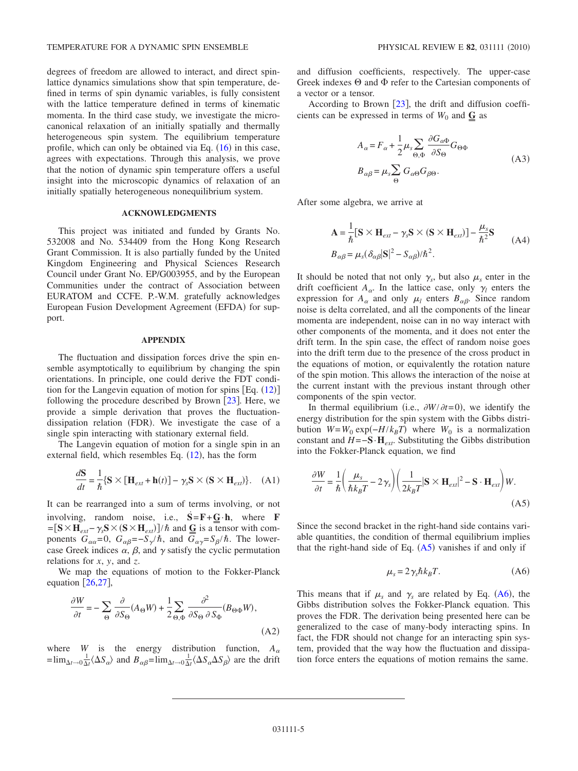degrees of freedom are allowed to interact, and direct spin-lattice dynamics simulations show that spin temperature, defined in terms of spin dynamic variables, is fully consistent with the lattice temperature defined in terms of kinematic momenta. In the third case study, we investigate the microcanonical relaxation of an initially spatially and thermally heterogeneous spin system. The equilibrium temperature profile, which can only be obtained via Eq. (16) in this case, agrees with expectations. Through this analysis, we prove that the notion of dynamic spin temperature offers a useful insight into the microscopic dynamics of relaxation of an initially spatially heterogeneous nonequilibrium system.

## ACKNOWLEDGMENTS

This project was initiated and funded by Grants No. 532008 and No. 534409 from the Hong Kong Research Grant Commission. It is also partially funded by the United Kingdom Engineering and Physical Sciences Research Council under Grant No. EP/G003955, and by the European Communities under the contract of Association between EURATOM and CCFE. P.-W.M. gratefully acknowledges European Fusion Development Agreement (EFDA) for support.

## APPENDIX

The fluctuation and dissipation forces drive the spin ensemble asymptotically to equilibrium by changing the spin orientations. In principle, one could derive the FDT condition for the Langevin equation of motion for spins [Eq. (12)] following the procedure described by Brown [23]. Here, we provide a simple derivation that proves the fluctuation-dissipation relation (FDR). We investigate the case of a single spin interacting with stationary external field.

The Langevin equation of motion for a single spin in an external field, which resembles Eq. (12), has the form

$$\frac{d\mathbf{S}}{dt} = \frac{1}{\hbar}\{\mathbf{S}\times[\mathbf{H}_{ext}+\mathbf{h}(t)] - \gamma_s \mathbf{S}\times(\mathbf{S}\times\mathbf{H}_{ext})\}. \quad \text{(A1)}$$

It can be rearranged into a sum of terms involving, or not involving, random noise, i.e., $\dot{\mathbf{S}}=\mathbf{F}+\underline{\mathbf{G}}\cdot\mathbf{h}$, where $\mathbf{F}=[\mathbf{S}\times\mathbf{H}_{ext}-\gamma_s\mathbf{S}\times(\mathbf{S}\times\mathbf{H}_{ext})]/\hbar$ and $\underline{\mathbf{G}}$ is a tensor with components $G_{\alpha\alpha}=0$, $G_{\alpha\beta}=-S_\gamma/\hbar$, and $G_{\alpha\gamma}=S_\beta/\hbar$. The lower-case Greek indices $\alpha$, $\beta$, and $\gamma$ satisfy the cyclic permutation relations for $x$, $y$, and $z$.

We map the equations of motion to the Fokker-Planck equation [26,27],

$$\frac{\partial W}{\partial t} = -\sum_{\Theta}\frac{\partial}{\partial S_\Theta}(A_\Theta W) + \frac{1}{2}\sum_{\Theta,\Phi}\frac{\partial^2}{\partial S_\Theta\,\partial S_\Phi}(B_{\Theta\Phi}W), \quad \text{(A2)}$$

where $W$ is the energy distribution function, $A_\alpha=\lim_{\Delta t\to 0}\frac{1}{\Delta t}\langle\Delta S_\alpha\rangle$ and $B_{\alpha\beta}=\lim_{\Delta t\to 0}\frac{1}{\Delta t}\langle\Delta S_\alpha\Delta S_\beta\rangle$ are the drift and diffusion coefficients, respectively. The upper-case Greek indexes $\Theta$ and $\Phi$ refer to the Cartesian components of a vector or a tensor.

According to Brown [23], the drift and diffusion coefficients can be expressed in terms of $W_0$ and $\underline{\mathbf{G}}$ as

$$A_\alpha = F_\alpha + \frac{1}{2}\mu_s\sum_{\Theta,\Phi}\frac{\partial G_{\alpha\Phi}}{\partial S_\Theta}G_{\Theta\Phi}$$
$$B_{\alpha\beta} = \mu_s\sum_{\Theta}G_{\alpha\Theta}G_{\beta\Theta}. \quad \text{(A3)}$$

After some algebra, we arrive at

$$\mathbf{A} = \frac{1}{\hbar}[\mathbf{S}\times\mathbf{H}_{ext} - \gamma_s\mathbf{S}\times(\mathbf{S}\times\mathbf{H}_{ext})] - \frac{\mu_s}{\hbar^2}\mathbf{S}$$
$$B_{\alpha\beta} = \mu_s(\delta_{\alpha\beta}|\mathbf{S}|^2 - S_{\alpha\beta})/\hbar^2. \quad \text{(A4)}$$

It should be noted that not only $\gamma_s$, but also $\mu_s$ enter in the drift coefficient $A_\alpha$. In the lattice case, only $\gamma_l$ enters the expression for $A_\alpha$ and only $\mu_l$ enters $B_{\alpha\beta}$. Since random noise is delta correlated, and all the components of the linear momenta are independent, noise can in no way interact with other components of the momenta, and it does not enter the drift term. In the spin case, the effect of random noise goes into the drift term due to the presence of the cross product in the equations of motion, or equivalently the rotation nature of the spin motion. This allows the interaction of the noise at the current instant with the previous instant through other components of the spin vector.

In thermal equilibrium (i.e., $\partial W/\partial t=0$), we identify the energy distribution for the spin system with the Gibbs distribution $W=W_0\exp(-H/k_BT)$ where $W_0$ is a normalization constant and $H=-\mathbf{S}\cdot\mathbf{H}_{ext}$. Substituting the Gibbs distribution into the Fokker-Planck equation, we find

$$\frac{\partial W}{\partial t} = \frac{1}{\hbar}\left(\frac{\mu_s}{\hbar k_B T} - 2\gamma_s\right)\left(\frac{1}{2k_BT}|\mathbf{S}\times\mathbf{H}_{ext}|^2 - \mathbf{S}\cdot\mathbf{H}_{ext}\right)W. \quad \text{(A5)}$$

Since the second bracket in the right-hand side contains variable quantities, the condition of thermal equilibrium implies that the right-hand side of Eq. (A5) vanishes if and only if

$$\mu_s = 2\gamma_s\hbar k_B T. \quad \text{(A6)}$$

This means that if $\mu_s$ and $\gamma_s$ are related by Eq. (A6), the Gibbs distribution solves the Fokker-Planck equation. This proves the FDR. The derivation being presented here can be generalized to the case of many-body interacting spins. In fact, the FDR should not change for an interacting spin system, provided that the way how the fluctuation and dissipation force enters the equations of motion remains the same.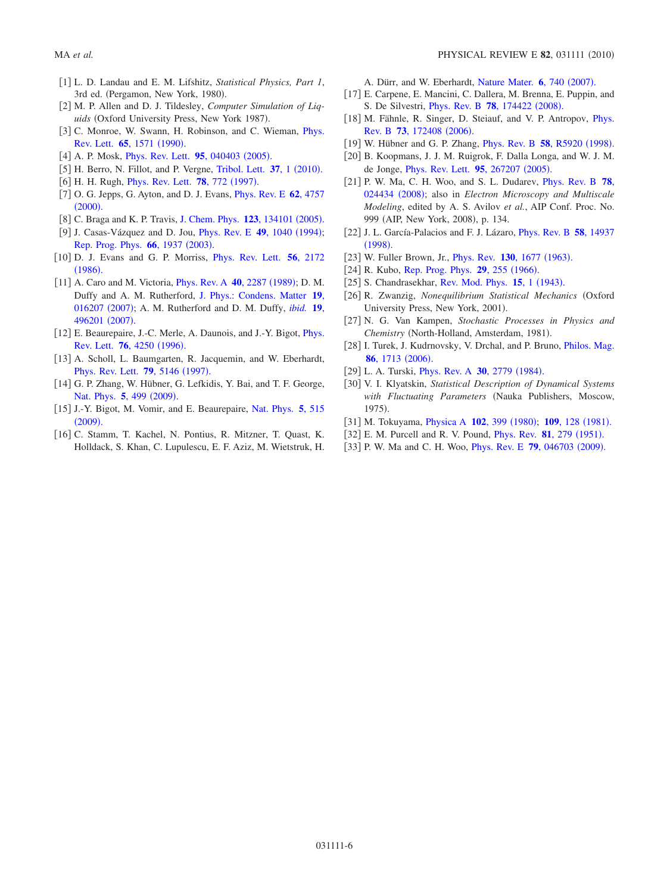[1] L. D. Landau and E. M. Lifshitz, *Statistical Physics, Part 1*, 3rd ed. (Pergamon, New York, 1980).

[2] M. P. Allen and D. J. Tildesley, *Computer Simulation of Liquids* (Oxford University Press, New York 1987).

[3] C. Monroe, W. Swann, H. Robinson, and C. Wieman, Phys. Rev. Lett. **65**, 1571 (1990).

[4] A. P. Mosk, Phys. Rev. Lett. **95**, 040403 (2005).

[5] H. Berro, N. Fillot, and P. Vergne, Tribol. Lett. **37**, 1 (2010).

[6] H. H. Rugh, Phys. Rev. Lett. **78**, 772 (1997).

[7] O. G. Jepps, G. Ayton, and D. J. Evans, Phys. Rev. E **62**, 4757 (2000).

[8] C. Braga and K. P. Travis, J. Chem. Phys. **123**, 134101 (2005).

[9] J. Casas-Vázquez and D. Jou, Phys. Rev. E **49**, 1040 (1994); Rep. Prog. Phys. **66**, 1937 (2003).

[10] D. J. Evans and G. P. Morriss, Phys. Rev. Lett. **56**, 2172 (1986).

[11] A. Caro and M. Victoria, Phys. Rev. A **40**, 2287 (1989); D. M. Duffy and A. M. Rutherford, J. Phys.: Condens. Matter **19**, 016207 (2007); A. M. Rutherford and D. M. Duffy, *ibid.* **19**, 496201 (2007).

[12] E. Beaurepaire, J.-C. Merle, A. Daunois, and J.-Y. Bigot, Phys. Rev. Lett. **76**, 4250 (1996).

[13] A. Scholl, L. Baumgarten, R. Jacquemin, and W. Eberhardt, Phys. Rev. Lett. **79**, 5146 (1997).

[14] G. P. Zhang, W. Hübner, G. Lefkidis, Y. Bai, and T. F. George, Nat. Phys. **5**, 499 (2009).

[15] J.-Y. Bigot, M. Vomir, and E. Beaurepaire, Nat. Phys. **5**, 515 (2009).

[16] C. Stamm, T. Kachel, N. Pontius, R. Mitzner, T. Quast, K. Holldack, S. Khan, C. Lupulescu, E. F. Aziz, M. Wietstruk, H. A. Dürr, and W. Eberhardt, Nature Mater. **6**, 740 (2007).

[17] E. Carpene, E. Mancini, C. Dallera, M. Brenna, E. Puppin, and S. De Silvestri, Phys. Rev. B **78**, 174422 (2008).

[18] M. Fähnle, R. Singer, D. Steiauf, and V. P. Antropov, Phys. Rev. B **73**, 172408 (2006).

[19] W. Hübner and G. P. Zhang, Phys. Rev. B **58**, R5920 (1998).

[20] B. Koopmans, J. J. M. Ruigrok, F. Dalla Longa, and W. J. M. de Jonge, Phys. Rev. Lett. **95**, 267207 (2005).

[21] P. W. Ma, C. H. Woo, and S. L. Dudarev, Phys. Rev. B **78**, 024434 (2008); also in *Electron Microscopy and Multiscale Modeling*, edited by A. S. Avilov *et al.*, AIP Conf. Proc. No. 999 (AIP, New York, 2008), p. 134.

[22] J. L. García-Palacios and F. J. Lázaro, Phys. Rev. B **58**, 14937 (1998).

[23] W. Fuller Brown, Jr., Phys. Rev. **130**, 1677 (1963).

[24] R. Kubo, Rep. Prog. Phys. **29**, 255 (1966).

[25] S. Chandrasekhar, Rev. Mod. Phys. **15**, 1 (1943).

[26] R. Zwanzig, *Nonequilibrium Statistical Mechanics* (Oxford University Press, New York, 2001).

[27] N. G. Van Kampen, *Stochastic Processes in Physics and Chemistry* (North-Holland, Amsterdam, 1981).

[28] I. Turek, J. Kudrnovsky, V. Drchal, and P. Bruno, Philos. Mag. **86**, 1713 (2006).

[29] L. A. Turski, Phys. Rev. A **30**, 2779 (1984).

[30] V. I. Klyatskin, *Statistical Description of Dynamical Systems with Fluctuating Parameters* (Nauka Publishers, Moscow, 1975).

[31] M. Tokuyama, Physica A **102**, 399 (1980); **109**, 128 (1981).

[32] E. M. Purcell and R. V. Pound, Phys. Rev. **81**, 279 (1951).

[33] P. W. Ma and C. H. Woo, Phys. Rev. E **79**, 046703 (2009).